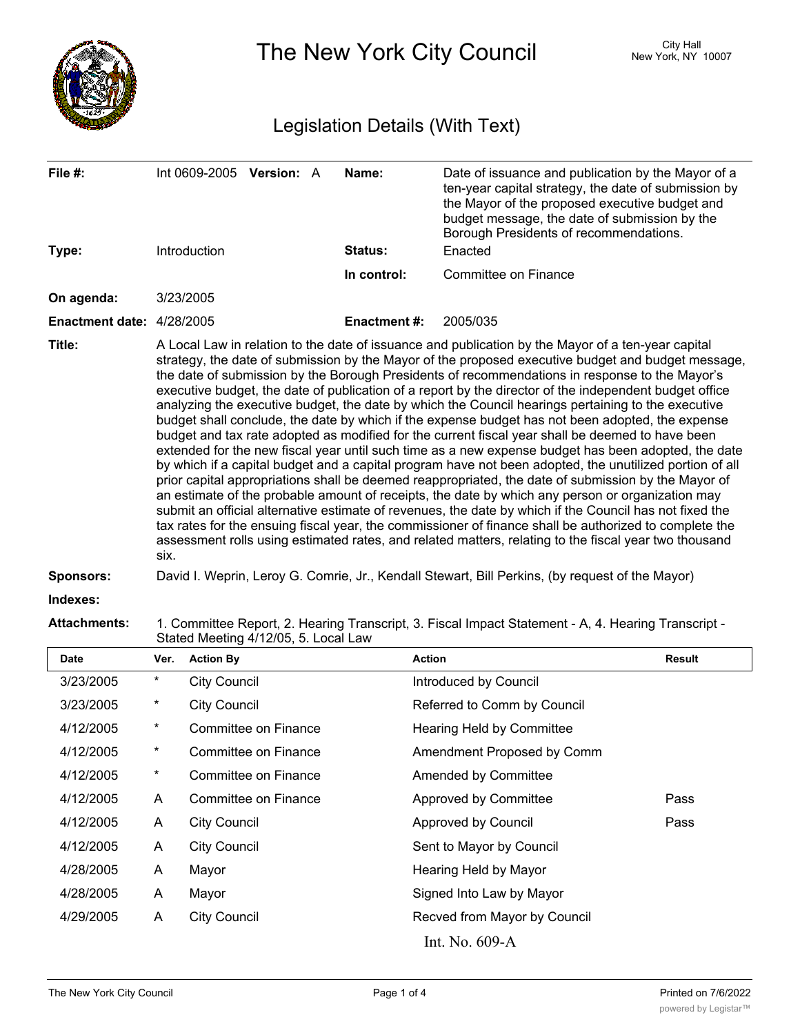# The New York City Council

City Hall
New York, NY 10007

## Legislation Details (With Text)

| | | | |
|---|---|---|---|
| **File #:** | Int 0609-2005 **Version:** A | **Name:** | Date of issuance and publication by the Mayor of a ten-year capital strategy, the date of submission by the Mayor of the proposed executive budget and budget message, the date of submission by the Borough Presidents of recommendations. |
| **Type:** | Introduction | **Status:** | Enacted |
| | | **In control:** | Committee on Finance |
| **On agenda:** | 3/23/2005 | | |
| **Enactment date:** | 4/28/2005 | **Enactment #:** | 2005/035 |

**Title:** A Local Law in relation to the date of issuance and publication by the Mayor of a ten-year capital strategy, the date of submission by the Mayor of the proposed executive budget and budget message, the date of submission by the Borough Presidents of recommendations in response to the Mayor's executive budget, the date of publication of a report by the director of the independent budget office analyzing the executive budget, the date by which the Council hearings pertaining to the executive budget shall conclude, the date by which if the expense budget has not been adopted, the expense budget and tax rate adopted as modified for the current fiscal year shall be deemed to have been extended for the new fiscal year until such time as a new expense budget has been adopted, the date by which if a capital budget and a capital program have not been adopted, the unutilized portion of all prior capital appropriations shall be deemed reappropriated, the date of submission by the Mayor of an estimate of the probable amount of receipts, the date by which any person or organization may submit an official alternative estimate of revenues, the date by which if the Council has not fixed the tax rates for the ensuing fiscal year, the commissioner of finance shall be authorized to complete the assessment rolls using estimated rates, and related matters, relating to the fiscal year two thousand six.

**Sponsors:** David I. Weprin, Leroy G. Comrie, Jr., Kendall Stewart, Bill Perkins, (by request of the Mayor)

**Indexes:**

**Attachments:** 1. Committee Report, 2. Hearing Transcript, 3. Fiscal Impact Statement - A, 4. Hearing Transcript - Stated Meeting 4/12/05, 5. Local Law

| Date | Ver. | Action By | Action | Result |
|---|---|---|---|---|
| 3/23/2005 | * | City Council | Introduced by Council | |
| 3/23/2005 | * | City Council | Referred to Comm by Council | |
| 4/12/2005 | * | Committee on Finance | Hearing Held by Committee | |
| 4/12/2005 | * | Committee on Finance | Amendment Proposed by Comm | |
| 4/12/2005 | * | Committee on Finance | Amended by Committee | |
| 4/12/2005 | A | Committee on Finance | Approved by Committee | Pass |
| 4/12/2005 | A | City Council | Approved by Council | Pass |
| 4/12/2005 | A | City Council | Sent to Mayor by Council | |
| 4/28/2005 | A | Mayor | Hearing Held by Mayor | |
| 4/28/2005 | A | Mayor | Signed Into Law by Mayor | |
| 4/29/2005 | A | City Council | Recved from Mayor by Council | |

Int. No. 609-A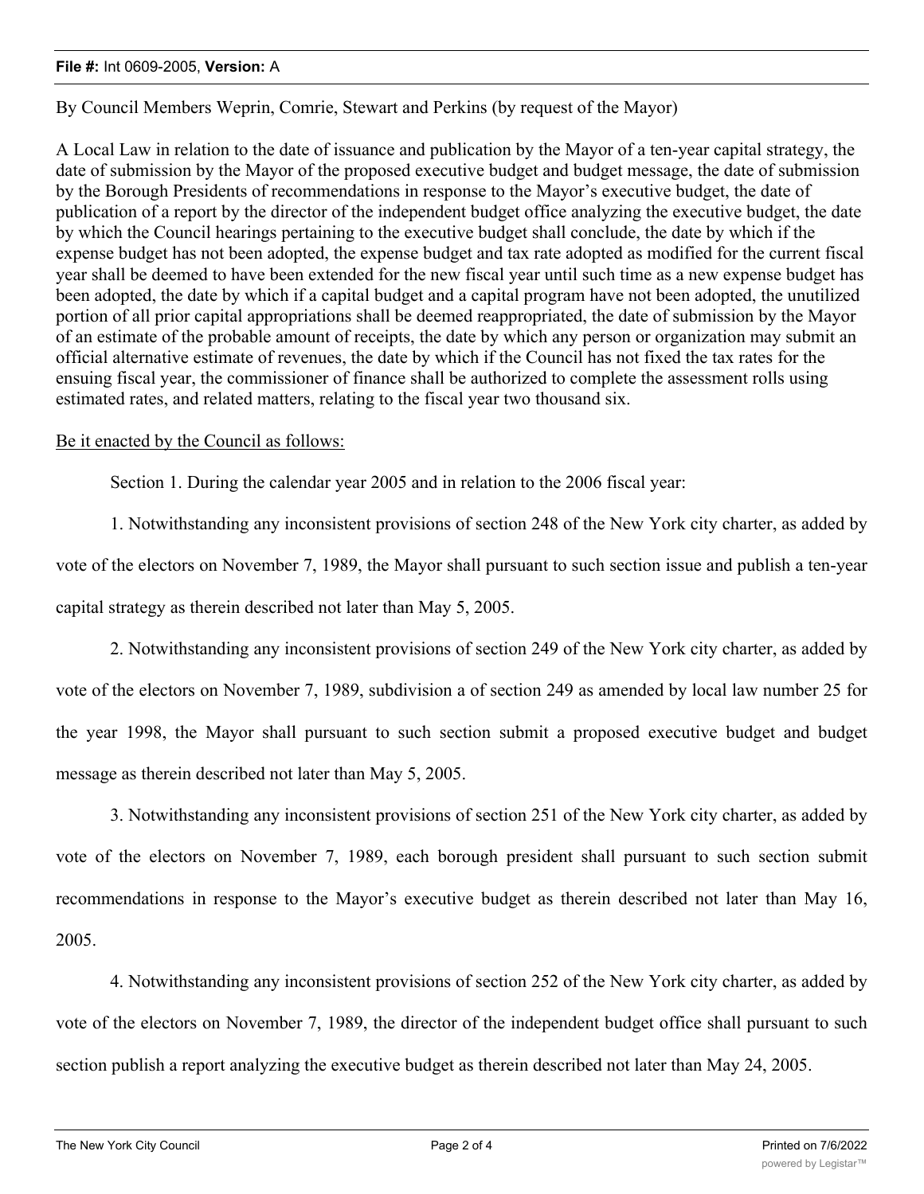**File #:** Int 0609-2005, **Version:** A

By Council Members Weprin, Comrie, Stewart and Perkins (by request of the Mayor)

A Local Law in relation to the date of issuance and publication by the Mayor of a ten-year capital strategy, the date of submission by the Mayor of the proposed executive budget and budget message, the date of submission by the Borough Presidents of recommendations in response to the Mayor's executive budget, the date of publication of a report by the director of the independent budget office analyzing the executive budget, the date by which the Council hearings pertaining to the executive budget shall conclude, the date by which if the expense budget has not been adopted, the expense budget and tax rate adopted as modified for the current fiscal year shall be deemed to have been extended for the new fiscal year until such time as a new expense budget has been adopted, the date by which if a capital budget and a capital program have not been adopted, the unutilized portion of all prior capital appropriations shall be deemed reappropriated, the date of submission by the Mayor of an estimate of the probable amount of receipts, the date by which any person or organization may submit an official alternative estimate of revenues, the date by which if the Council has not fixed the tax rates for the ensuing fiscal year, the commissioner of finance shall be authorized to complete the assessment rolls using estimated rates, and related matters, relating to the fiscal year two thousand six.

Be it enacted by the Council as follows:

Section 1. During the calendar year 2005 and in relation to the 2006 fiscal year:

1. Notwithstanding any inconsistent provisions of section 248 of the New York city charter, as added by vote of the electors on November 7, 1989, the Mayor shall pursuant to such section issue and publish a ten-year capital strategy as therein described not later than May 5, 2005.

2. Notwithstanding any inconsistent provisions of section 249 of the New York city charter, as added by vote of the electors on November 7, 1989, subdivision a of section 249 as amended by local law number 25 for the year 1998, the Mayor shall pursuant to such section submit a proposed executive budget and budget message as therein described not later than May 5, 2005.

3. Notwithstanding any inconsistent provisions of section 251 of the New York city charter, as added by vote of the electors on November 7, 1989, each borough president shall pursuant to such section submit recommendations in response to the Mayor's executive budget as therein described not later than May 16, 2005.

4. Notwithstanding any inconsistent provisions of section 252 of the New York city charter, as added by vote of the electors on November 7, 1989, the director of the independent budget office shall pursuant to such section publish a report analyzing the executive budget as therein described not later than May 24, 2005.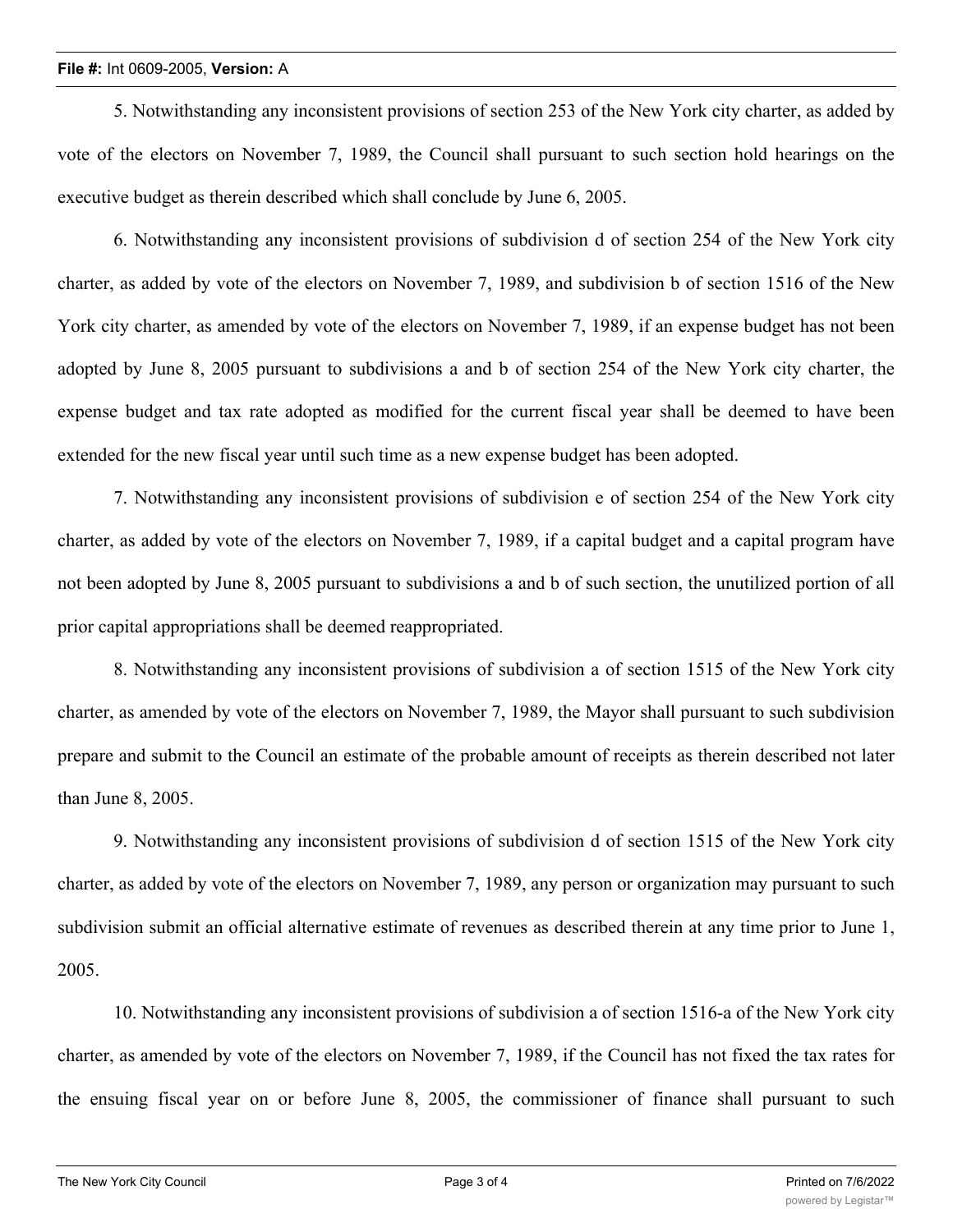5. Notwithstanding any inconsistent provisions of section 253 of the New York city charter, as added by vote of the electors on November 7, 1989, the Council shall pursuant to such section hold hearings on the executive budget as therein described which shall conclude by June 6, 2005.

6. Notwithstanding any inconsistent provisions of subdivision d of section 254 of the New York city charter, as added by vote of the electors on November 7, 1989, and subdivision b of section 1516 of the New York city charter, as amended by vote of the electors on November 7, 1989, if an expense budget has not been adopted by June 8, 2005 pursuant to subdivisions a and b of section 254 of the New York city charter, the expense budget and tax rate adopted as modified for the current fiscal year shall be deemed to have been extended for the new fiscal year until such time as a new expense budget has been adopted.

7. Notwithstanding any inconsistent provisions of subdivision e of section 254 of the New York city charter, as added by vote of the electors on November 7, 1989, if a capital budget and a capital program have not been adopted by June 8, 2005 pursuant to subdivisions a and b of such section, the unutilized portion of all prior capital appropriations shall be deemed reappropriated.

8. Notwithstanding any inconsistent provisions of subdivision a of section 1515 of the New York city charter, as amended by vote of the electors on November 7, 1989, the Mayor shall pursuant to such subdivision prepare and submit to the Council an estimate of the probable amount of receipts as therein described not later than June 8, 2005.

9. Notwithstanding any inconsistent provisions of subdivision d of section 1515 of the New York city charter, as added by vote of the electors on November 7, 1989, any person or organization may pursuant to such subdivision submit an official alternative estimate of revenues as described therein at any time prior to June 1, 2005.

10. Notwithstanding any inconsistent provisions of subdivision a of section 1516-a of the New York city charter, as amended by vote of the electors on November 7, 1989, if the Council has not fixed the tax rates for the ensuing fiscal year on or before June 8, 2005, the commissioner of finance shall pursuant to such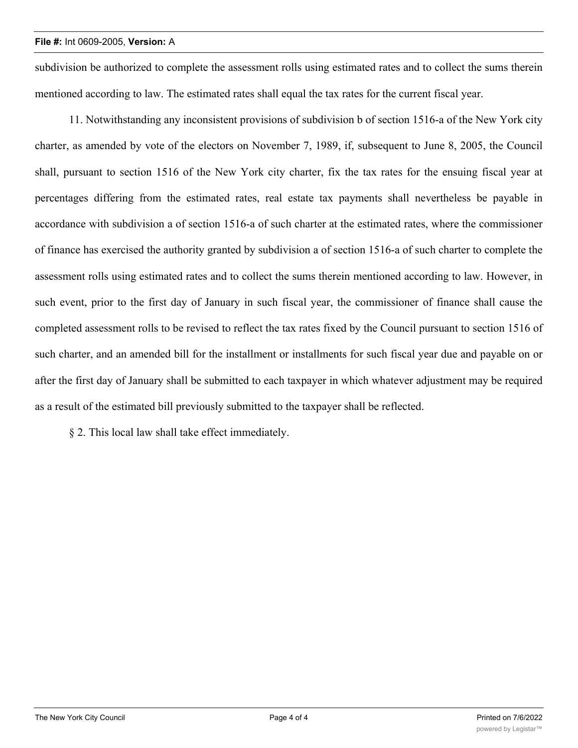subdivision be authorized to complete the assessment rolls using estimated rates and to collect the sums therein mentioned according to law. The estimated rates shall equal the tax rates for the current fiscal year.

11. Notwithstanding any inconsistent provisions of subdivision b of section 1516-a of the New York city charter, as amended by vote of the electors on November 7, 1989, if, subsequent to June 8, 2005, the Council shall, pursuant to section 1516 of the New York city charter, fix the tax rates for the ensuing fiscal year at percentages differing from the estimated rates, real estate tax payments shall nevertheless be payable in accordance with subdivision a of section 1516-a of such charter at the estimated rates, where the commissioner of finance has exercised the authority granted by subdivision a of section 1516-a of such charter to complete the assessment rolls using estimated rates and to collect the sums therein mentioned according to law. However, in such event, prior to the first day of January in such fiscal year, the commissioner of finance shall cause the completed assessment rolls to be revised to reflect the tax rates fixed by the Council pursuant to section 1516 of such charter, and an amended bill for the installment or installments for such fiscal year due and payable on or after the first day of January shall be submitted to each taxpayer in which whatever adjustment may be required as a result of the estimated bill previously submitted to the taxpayer shall be reflected.

§ 2. This local law shall take effect immediately.